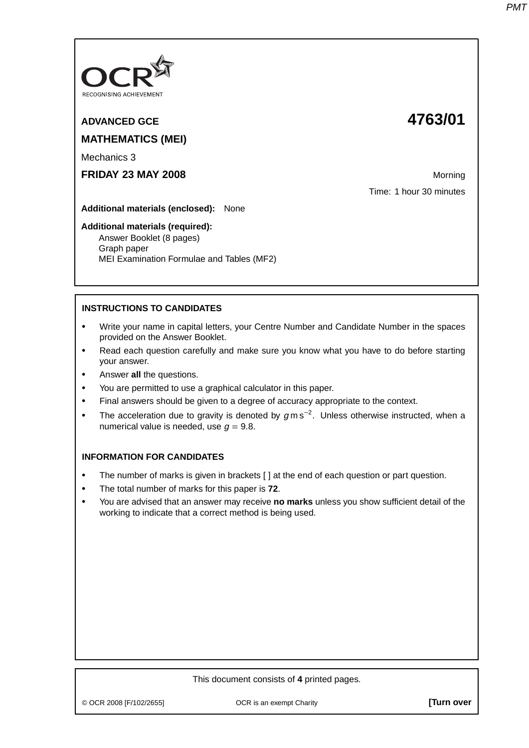OCR
RECOGNISING ACHIEVEMENT

**ADVANCED GCE** **4763/01**

**MATHEMATICS (MEI)**

Mechanics 3

**FRIDAY 23 MAY 2008** Morning

Time: 1 hour 30 minutes

**Additional materials (enclosed):** None

**Additional materials (required):**
Answer Booklet (8 pages)
Graph paper
MEI Examination Formulae and Tables (MF2)

**INSTRUCTIONS TO CANDIDATES**

- Write your name in capital letters, your Centre Number and Candidate Number in the spaces provided on the Answer Booklet.
- Read each question carefully and make sure you know what you have to do before starting your answer.
- Answer **all** the questions.
- You are permitted to use a graphical calculator in this paper.
- Final answers should be given to a degree of accuracy appropriate to the context.
- The acceleration due to gravity is denoted by $g\,\text{m s}^{-2}$. Unless otherwise instructed, when a numerical value is needed, use $g = 9.8$.

**INFORMATION FOR CANDIDATES**

- The number of marks is given in brackets [ ] at the end of each question or part question.
- The total number of marks for this paper is **72**.
- You are advised that an answer may receive **no marks** unless you show sufficient detail of the working to indicate that a correct method is being used.

This document consists of **4** printed pages.

© OCR 2008 [F/102/2655] OCR is an exempt Charity **[Turn over**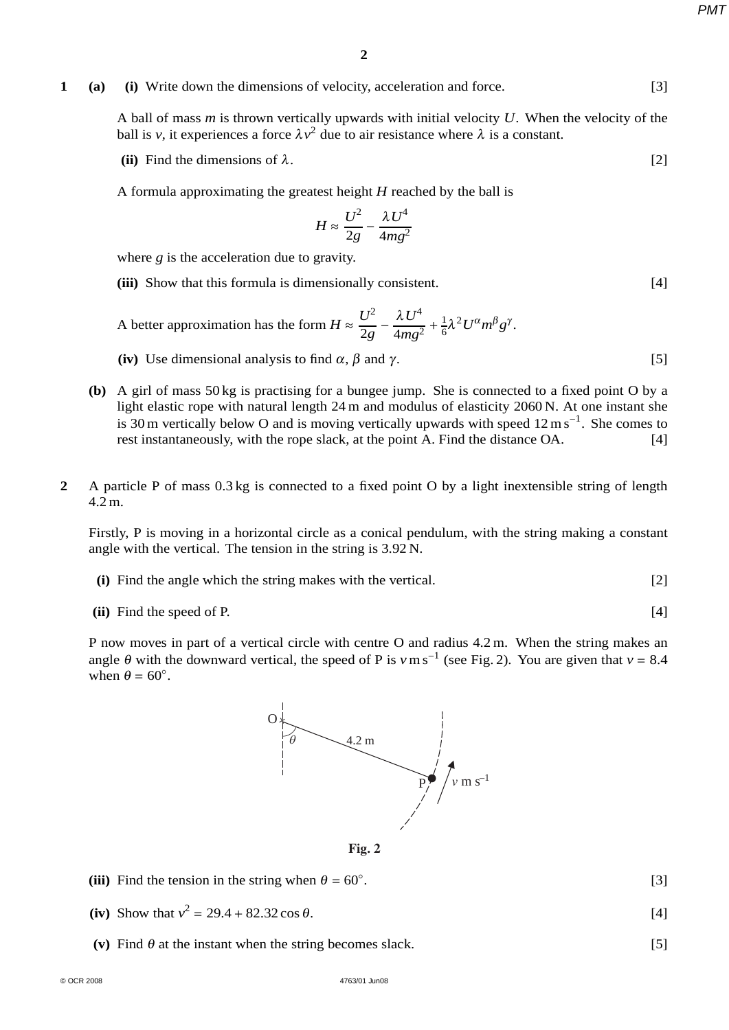**1** **(a)** **(i)** Write down the dimensions of velocity, acceleration and force. [3]

A ball of mass $m$ is thrown vertically upwards with initial velocity $U$. When the velocity of the ball is $v$, it experiences a force $\lambda v^2$ due to air resistance where $\lambda$ is a constant.

**(ii)** Find the dimensions of $\lambda$. [2]

A formula approximating the greatest height $H$ reached by the ball is

$$H \approx \frac{U^2}{2g} - \frac{\lambda U^4}{4mg^2}$$

where $g$ is the acceleration due to gravity.

**(iii)** Show that this formula is dimensionally consistent. [4]

A better approximation has the form $H \approx \dfrac{U^2}{2g} - \dfrac{\lambda U^4}{4mg^2} + \frac{1}{6}\lambda^2 U^\alpha m^\beta g^\gamma$.

**(iv)** Use dimensional analysis to find $\alpha$, $\beta$ and $\gamma$. [5]

**(b)** A girl of mass 50 kg is practising for a bungee jump. She is connected to a fixed point O by a light elastic rope with natural length 24 m and modulus of elasticity 2060 N. At one instant she is 30 m vertically below O and is moving vertically upwards with speed 12 m s$^{-1}$. She comes to rest instantaneously, with the rope slack, at the point A. Find the distance OA. [4]

**2** A particle P of mass 0.3 kg is connected to a fixed point O by a light inextensible string of length 4.2 m.

Firstly, P is moving in a horizontal circle as a conical pendulum, with the string making a constant angle with the vertical. The tension in the string is 3.92 N.

**(i)** Find the angle which the string makes with the vertical. [2]

**(ii)** Find the speed of P. [4]

P now moves in part of a vertical circle with centre O and radius 4.2 m. When the string makes an angle $\theta$ with the downward vertical, the speed of P is $v$ m s$^{-1}$ (see Fig. 2). You are given that $v = 8.4$ when $\theta = 60°$.

Fig. 2

**(iii)** Find the tension in the string when $\theta = 60°$. [3]

**(iv)** Show that $v^2 = 29.4 + 82.32\cos\theta$. [4]

**(v)** Find $\theta$ at the instant when the string becomes slack. [5]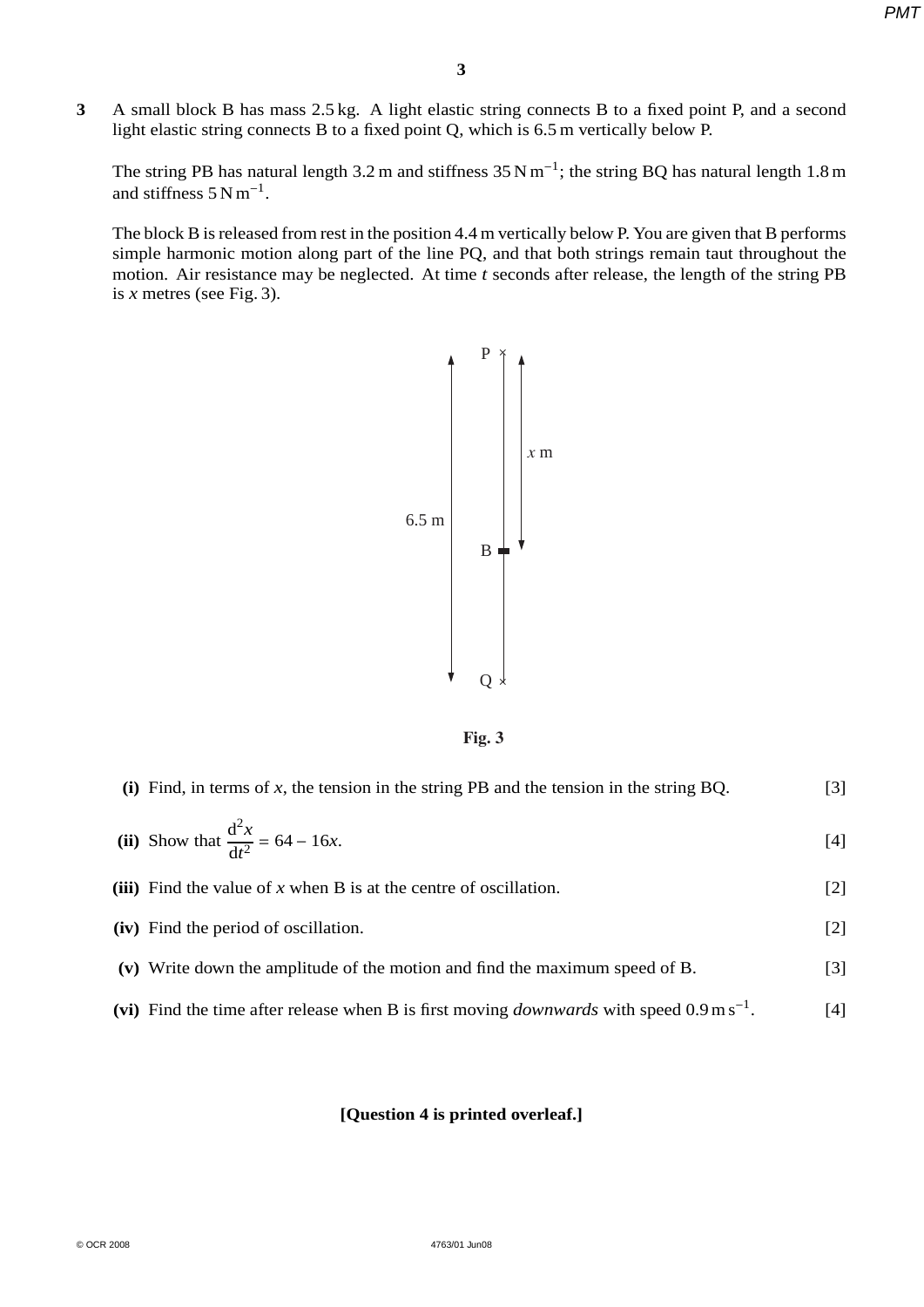**3** A small block B has mass 2.5 kg. A light elastic string connects B to a fixed point P, and a second light elastic string connects B to a fixed point Q, which is 6.5 m vertically below P.

The string PB has natural length 3.2 m and stiffness $35\,\mathrm{N\,m^{-1}}$; the string BQ has natural length 1.8 m and stiffness $5\,\mathrm{N\,m^{-1}}$.

The block B is released from rest in the position 4.4 m vertically below P. You are given that B performs simple harmonic motion along part of the line PQ, and that both strings remain taut throughout the motion. Air resistance may be neglected. At time $t$ seconds after release, the length of the string PB is $x$ metres (see Fig. 3).

**Fig. 3**

**(i)** Find, in terms of $x$, the tension in the string PB and the tension in the string BQ. [3]

**(ii)** Show that $\dfrac{\mathrm{d}^2x}{\mathrm{d}t^2} = 64 - 16x$. [4]

**(iii)** Find the value of $x$ when B is at the centre of oscillation. [2]

**(iv)** Find the period of oscillation. [2]

**(v)** Write down the amplitude of the motion and find the maximum speed of B. [3]

**(vi)** Find the time after release when B is first moving *downwards* with speed $0.9\,\mathrm{m\,s^{-1}}$. [4]

**[Question 4 is printed overleaf.]**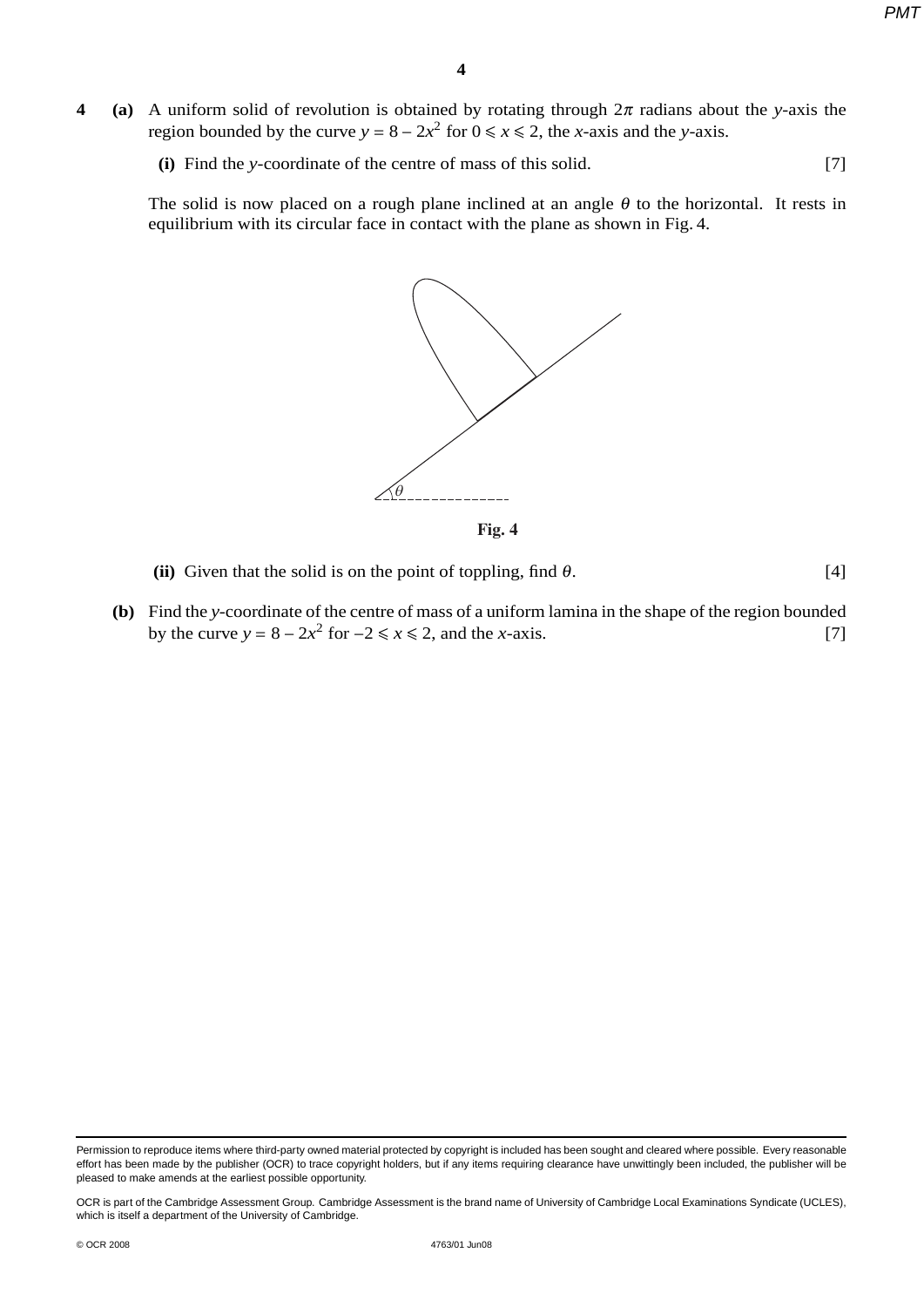**4** **(a)** A uniform solid of revolution is obtained by rotating through $2\pi$ radians about the $y$-axis the region bounded by the curve $y = 8 - 2x^2$ for $0 \leqslant x \leqslant 2$, the $x$-axis and the $y$-axis.

**(i)** Find the $y$-coordinate of the centre of mass of this solid. [7]

The solid is now placed on a rough plane inclined at an angle $\theta$ to the horizontal. It rests in equilibrium with its circular face in contact with the plane as shown in Fig. 4.

$\theta$

**Fig. 4**

**(ii)** Given that the solid is on the point of toppling, find $\theta$. [4]

**(b)** Find the $y$-coordinate of the centre of mass of a uniform lamina in the shape of the region bounded by the curve $y = 8 - 2x^2$ for $-2 \leqslant x \leqslant 2$, and the $x$-axis. [7]

Permission to reproduce items where third-party owned material protected by copyright is included has been sought and cleared where possible. Every reasonable effort has been made by the publisher (OCR) to trace copyright holders, but if any items requiring clearance have unwittingly been included, the publisher will be pleased to make amends at the earliest possible opportunity.

OCR is part of the Cambridge Assessment Group. Cambridge Assessment is the brand name of University of Cambridge Local Examinations Syndicate (UCLES), which is itself a department of the University of Cambridge.

© OCR 2008 4763/01 Jun08